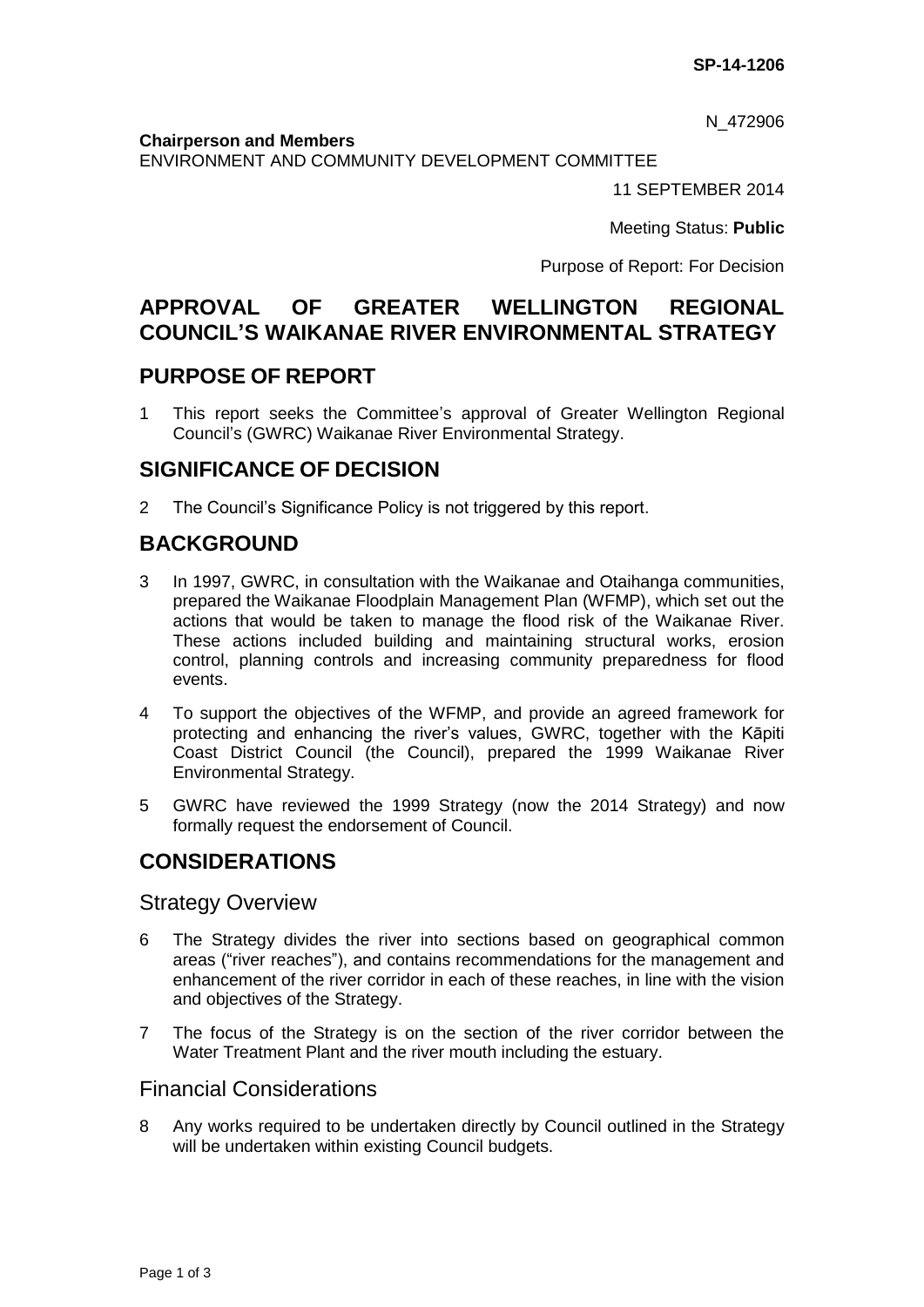**SP-14-1206**

N_472906

**Chairperson and Members**
ENVIRONMENT AND COMMUNITY DEVELOPMENT COMMITTEE

11 SEPTEMBER 2014

Meeting Status: **Public**

Purpose of Report: For Decision

# APPROVAL OF GREATER WELLINGTON REGIONAL COUNCIL'S WAIKANAE RIVER ENVIRONMENTAL STRATEGY

## PURPOSE OF REPORT

1 This report seeks the Committee's approval of Greater Wellington Regional Council's (GWRC) Waikanae River Environmental Strategy.

## SIGNIFICANCE OF DECISION

2 The Council's Significance Policy is not triggered by this report.

## BACKGROUND

3 In 1997, GWRC, in consultation with the Waikanae and Otaihanga communities, prepared the Waikanae Floodplain Management Plan (WFMP), which set out the actions that would be taken to manage the flood risk of the Waikanae River. These actions included building and maintaining structural works, erosion control, planning controls and increasing community preparedness for flood events.

4 To support the objectives of the WFMP, and provide an agreed framework for protecting and enhancing the river's values, GWRC, together with the Kāpiti Coast District Council (the Council), prepared the 1999 Waikanae River Environmental Strategy.

5 GWRC have reviewed the 1999 Strategy (now the 2014 Strategy) and now formally request the endorsement of Council.

## CONSIDERATIONS

### Strategy Overview

6 The Strategy divides the river into sections based on geographical common areas ("river reaches"), and contains recommendations for the management and enhancement of the river corridor in each of these reaches, in line with the vision and objectives of the Strategy.

7 The focus of the Strategy is on the section of the river corridor between the Water Treatment Plant and the river mouth including the estuary.

### Financial Considerations

8 Any works required to be undertaken directly by Council outlined in the Strategy will be undertaken within existing Council budgets.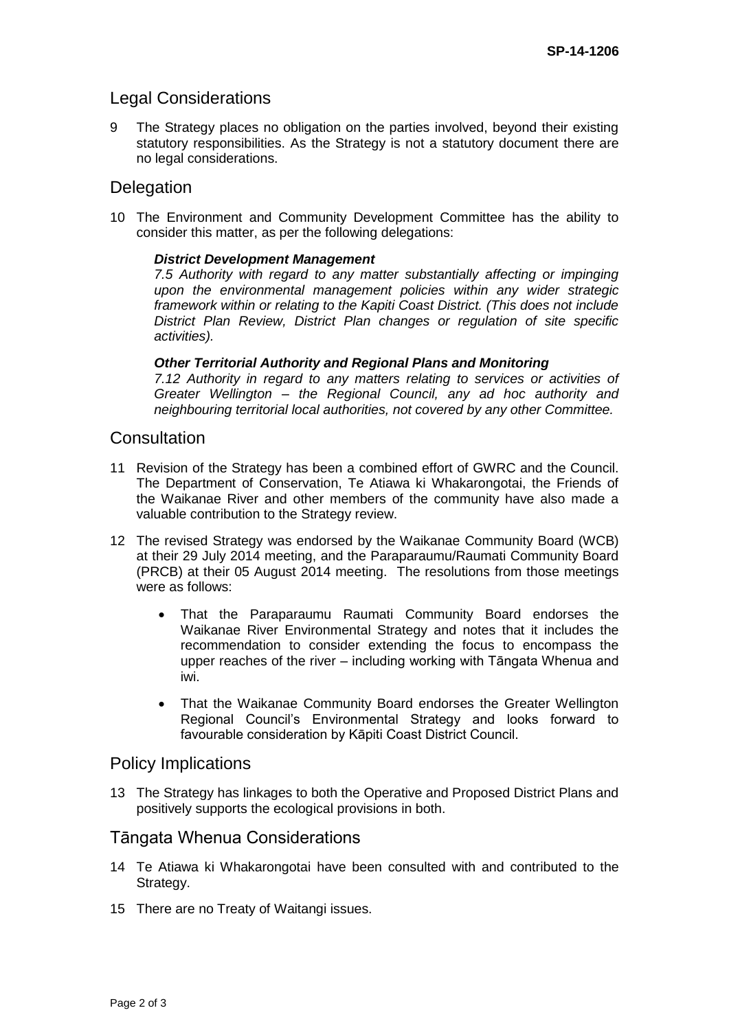## Legal Considerations

9 The Strategy places no obligation on the parties involved, beyond their existing statutory responsibilities. As the Strategy is not a statutory document there are no legal considerations.

## Delegation

10 The Environment and Community Development Committee has the ability to consider this matter, as per the following delegations:

***District Development Management***

*7.5 Authority with regard to any matter substantially affecting or impinging upon the environmental management policies within any wider strategic framework within or relating to the Kapiti Coast District. (This does not include District Plan Review, District Plan changes or regulation of site specific activities).*

***Other Territorial Authority and Regional Plans and Monitoring***

*7.12 Authority in regard to any matters relating to services or activities of Greater Wellington – the Regional Council, any ad hoc authority and neighbouring territorial local authorities, not covered by any other Committee.*

## Consultation

11 Revision of the Strategy has been a combined effort of GWRC and the Council. The Department of Conservation, Te Atiawa ki Whakarongotai, the Friends of the Waikanae River and other members of the community have also made a valuable contribution to the Strategy review.

12 The revised Strategy was endorsed by the Waikanae Community Board (WCB) at their 29 July 2014 meeting, and the Paraparaumu/Raumati Community Board (PRCB) at their 05 August 2014 meeting. The resolutions from those meetings were as follows:

- That the Paraparaumu Raumati Community Board endorses the Waikanae River Environmental Strategy and notes that it includes the recommendation to consider extending the focus to encompass the upper reaches of the river – including working with Tāngata Whenua and iwi.
- That the Waikanae Community Board endorses the Greater Wellington Regional Council's Environmental Strategy and looks forward to favourable consideration by Kāpiti Coast District Council.

## Policy Implications

13 The Strategy has linkages to both the Operative and Proposed District Plans and positively supports the ecological provisions in both.

## Tāngata Whenua Considerations

14 Te Atiawa ki Whakarongotai have been consulted with and contributed to the Strategy.

15 There are no Treaty of Waitangi issues.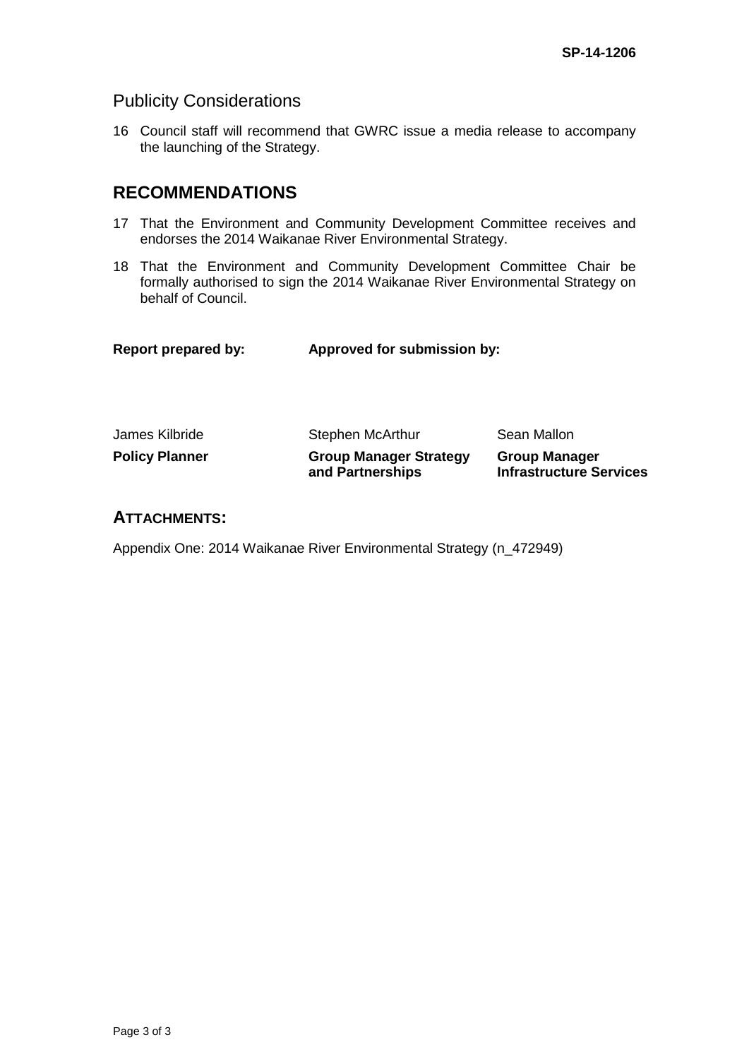## Publicity Considerations

16 Council staff will recommend that GWRC issue a media release to accompany the launching of the Strategy.

## RECOMMENDATIONS

17 That the Environment and Community Development Committee receives and endorses the 2014 Waikanae River Environmental Strategy.

18 That the Environment and Community Development Committee Chair be formally authorised to sign the 2014 Waikanae River Environmental Strategy on behalf of Council.

| **Report prepared by:** | **Approved for submission by:** | |
|---|---|---|
| James Kilbride | Stephen McArthur | Sean Mallon |
| **Policy Planner** | **Group Manager Strategy and Partnerships** | **Group Manager Infrastructure Services** |

## ATTACHMENTS:

Appendix One: 2014 Waikanae River Environmental Strategy (n_472949)